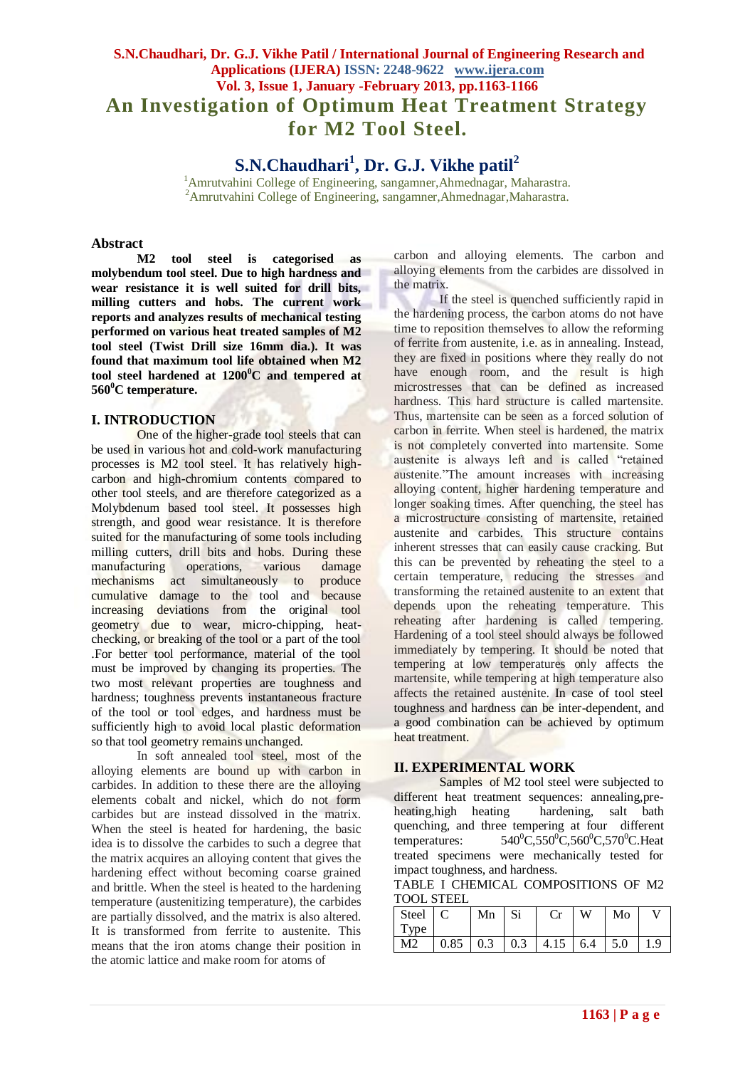# An Investigation of Optimum Heat Treatment Strategy for M2 Tool Steel.

## S.N.Chaudhari[1], Dr. G.J. Vikhe patil[2]

[1]Amrutvahini College of Engineering, sangamner,Ahmednagar, Maharastra.
[2]Amrutvahini College of Engineering, sangamner,Ahmednagar,Maharastra.

### Abstract

**M2 tool steel is categorised as molybendum tool steel. Due to high hardness and wear resistance it is well suited for drill bits, milling cutters and hobs. The current work reports and analyzes results of mechanical testing performed on various heat treated samples of M2 tool steel (Twist Drill size 16mm dia.). It was found that maximum tool life obtained when M2 tool steel hardened at 1200$^0$C and tempered at 560$^0$C temperature.**

### I. INTRODUCTION

One of the higher-grade tool steels that can be used in various hot and cold-work manufacturing processes is M2 tool steel. It has relatively high-carbon and high-chromium contents compared to other tool steels, and are therefore categorized as a Molybdenum based tool steel. It possesses high strength, and good wear resistance. It is therefore suited for the manufacturing of some tools including milling cutters, drill bits and hobs. During these manufacturing operations, various damage mechanisms act simultaneously to produce cumulative damage to the tool and because increasing deviations from the original tool geometry due to wear, micro-chipping, heat-checking, or breaking of the tool or a part of the tool .For better tool performance, material of the tool must be improved by changing its properties. The two most relevant properties are toughness and hardness; toughness prevents instantaneous fracture of the tool or tool edges, and hardness must be sufficiently high to avoid local plastic deformation so that tool geometry remains unchanged.

In soft annealed tool steel, most of the alloying elements are bound up with carbon in carbides. In addition to these there are the alloying elements cobalt and nickel, which do not form carbides but are instead dissolved in the matrix. When the steel is heated for hardening, the basic idea is to dissolve the carbides to such a degree that the matrix acquires an alloying content that gives the hardening effect without becoming coarse grained and brittle. When the steel is heated to the hardening temperature (austenitizing temperature), the carbides are partially dissolved, and the matrix is also altered. It is transformed from ferrite to austenite. This means that the iron atoms change their position in the atomic lattice and make room for atoms of carbon and alloying elements. The carbon and alloying elements from the carbides are dissolved in the matrix.

If the steel is quenched sufficiently rapid in the hardening process, the carbon atoms do not have time to reposition themselves to allow the reforming of ferrite from austenite, i.e. as in annealing. Instead, they are fixed in positions where they really do not have enough room, and the result is high microstresses that can be defined as increased hardness. This hard structure is called martensite. Thus, martensite can be seen as a forced solution of carbon in ferrite. When steel is hardened, the matrix is not completely converted into martensite. Some austenite is always left and is called "retained austenite."The amount increases with increasing alloying content, higher hardening temperature and longer soaking times. After quenching, the steel has a microstructure consisting of martensite, retained austenite and carbides. This structure contains inherent stresses that can easily cause cracking. But this can be prevented by reheating the steel to a certain temperature, reducing the stresses and transforming the retained austenite to an extent that depends upon the reheating temperature. This reheating after hardening is called tempering. Hardening of a tool steel should always be followed immediately by tempering. It should be noted that tempering at low temperatures only affects the martensite, while tempering at high temperature also affects the retained austenite. In case of tool steel toughness and hardness can be inter-dependent, and a good combination can be achieved by optimum heat treatment.

### II. EXPERIMENTAL WORK

Samples of M2 tool steel were subjected to different heat treatment sequences: annealing,pre-heating,high heating hardening, salt bath quenching, and three tempering at four different temperatures: 540$^0$C,550$^0$C,560$^0$C,570$^0$C.Heat treated specimens were mechanically tested for impact toughness, and hardness.

TABLE I CHEMICAL COMPOSITIONS OF M2 TOOL STEEL

| Steel Type | C | Mn | Si | Cr | W | Mo | V |
|---|---|---|---|---|---|---|---|
| M2 | 0.85 | 0.3 | 0.3 | 4.15 | 6.4 | 5.0 | 1.9 |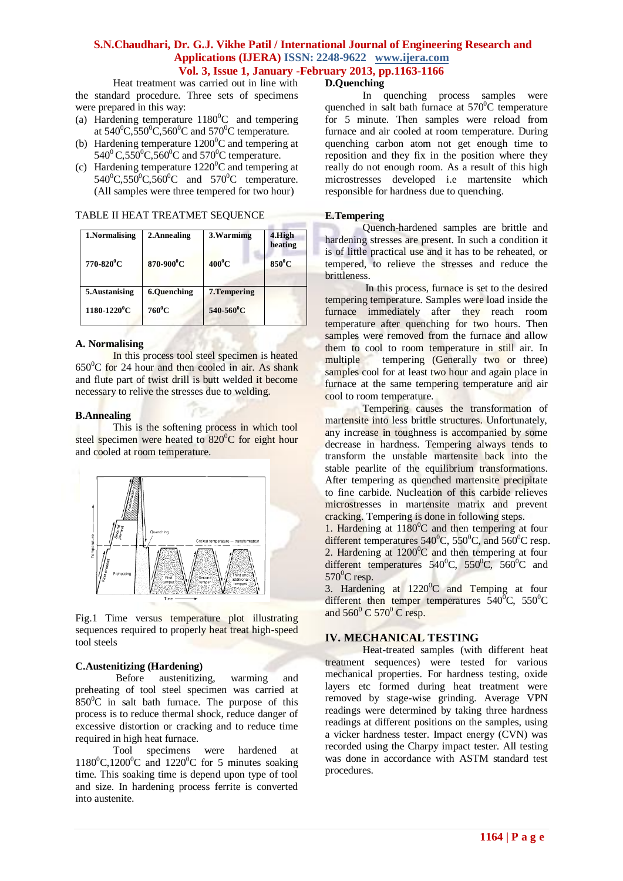Heat treatment was carried out in line with the standard procedure. Three sets of specimens were prepared in this way:

(a) Hardening temperature 1180$^0$C and tempering at 540$^0$C,550$^0$C,560$^0$C and 570$^0$C temperature.
(b) Hardening temperature 1200$^0$C and tempering at 540$^0$ C,550$^0$C,560$^0$C and 570$^0$C temperature.
(c) Hardening temperature 1220$^0$C and tempering at 540$^0$C,550$^0$C,560$^0$C and 570$^0$C temperature. (All samples were three tempered for two hour)

TABLE II HEAT TREATMET SEQUENCE

| 1.Normalising | 2.Annealing | 3.Warmimg | 4.High heating |
|---|---|---|---|
| 770-820$^0$C | 870-900$^0$C | 400$^0$C | 850$^0$C |
| **5.Austanising** | **6.Quenching** | **7.Tempering** | |
| 1180-1220$^0$C | 760$^0$C | 540-560$^0$C | |

### A. Normalising

In this process tool steel specimen is heated 650$^0$C for 24 hour and then cooled in air. As shank and flute part of twist drill is butt welded it become necessary to relive the stresses due to welding.

### B.Annealing

This is the softening process in which tool steel specimen were heated to 820$^0$C for eight hour and cooled at room temperature.

Fig.1 Time versus temperature plot illustrating sequences required to properly heat treat high-speed tool steels

### C.Austenitizing (Hardening)

Before austenitizing, warming and preheating of tool steel specimen was carried at 850$^0$C in salt bath furnace. The purpose of this process is to reduce thermal shock, reduce danger of excessive distortion or cracking and to reduce time required in high heat furnace.

Tool specimens were hardened at 1180$^0$C,1200$^0$C and 1220$^0$C for 5 minutes soaking time. This soaking time is depend upon type of tool and size. In hardening process ferrite is converted into austenite.

### D.Quenching

In quenching process samples were quenched in salt bath furnace at 570$^0$C temperature for 5 minute. Then samples were reload from furnace and air cooled at room temperature. During quenching carbon atom not get enough time to reposition and they fix in the position where they really do not enough room. As a result of this high microstresses developed i.e martensite which responsible for hardness due to quenching.

### E.Tempering

Quench-hardened samples are brittle and hardening stresses are present. In such a condition it is of little practical use and it has to be reheated, or tempered, to relieve the stresses and reduce the brittleness.

In this process, furnace is set to the desired tempering temperature. Samples were load inside the furnace immediately after they reach room temperature after quenching for two hours. Then samples were removed from the furnace and allow them to cool to room temperature in still air. In multiple tempering (Generally two or three) samples cool for at least two hour and again place in furnace at the same tempering temperature and air cool to room temperature.

Tempering causes the transformation of martensite into less brittle structures. Unfortunately, any increase in toughness is accompanied by some decrease in hardness. Tempering always tends to transform the unstable martensite back into the stable pearlite of the equilibrium transformations. After tempering as quenched martensite precipitate to fine carbide. Nucleation of this carbide relieves microstresses in martensite matrix and prevent cracking. Tempering is done in following steps.

1. Hardening at 1180$^0$C and then tempering at four different temperatures 540$^0$C, 550$^0$C, and 560$^0$C resp.
2. Hardening at 1200$^0$C and then tempering at four different temperatures 540$^0$C, 550$^0$C, 560$^0$C and 570$^0$C resp.
3. Hardening at 1220$^0$C and Temping at four different then temper temperatures 540$^0$C, 550$^0$C and 560$^0$ C 570$^0$ C resp.

## IV. MECHANICAL TESTING

Heat-treated samples (with different heat treatment sequences) were tested for various mechanical properties. For hardness testing, oxide layers etc formed during heat treatment were removed by stage-wise grinding. Average VPN readings were determined by taking three hardness readings at different positions on the samples, using a vicker hardness tester. Impact energy (CVN) was recorded using the Charpy impact tester. All testing was done in accordance with ASTM standard test procedures.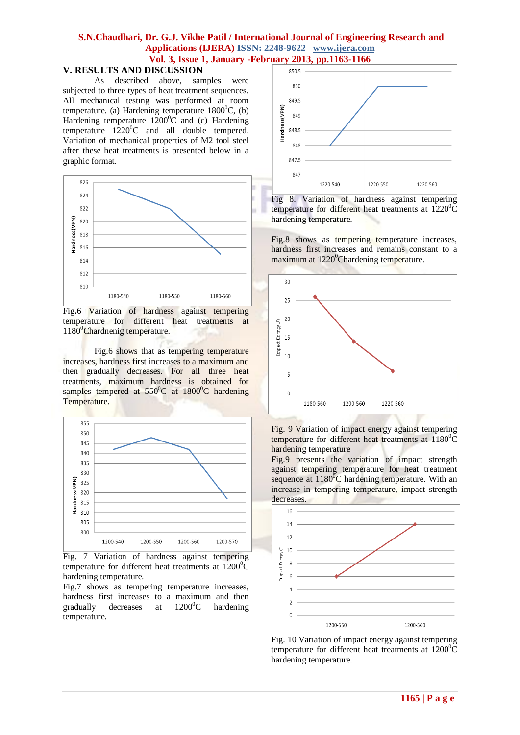## V. RESULTS AND DISCUSSION

As described above, samples were subjected to three types of heat treatment sequences. All mechanical testing was performed at room temperature. (a) Hardening temperature 1800$^0$C, (b) Hardening temperature 1200$^0$C and (c) Hardening temperature 1220$^0$C and all double tempered. Variation of mechanical properties of M2 tool steel after these heat treatments is presented below in a graphic format.

Fig.6 Variation of hardness against tempering temperature for different heat treatments at 1180$^0$Chardnenig temperature.

Fig.6 shows that as tempering temperature increases, hardness first increases to a maximum and then gradually decreases. For all three heat treatments, maximum hardness is obtained for samples tempered at 550$^0$C at 1800$^0$C hardening Temperature.

Fig. 7 Variation of hardness against tempering temperature for different heat treatments at 1200$^0$C hardening temperature.

Fig.7 shows as tempering temperature increases, hardness first increases to a maximum and then gradually decreases at 1200$^0$C hardening temperature.

Fig 8. Variation of hardness against tempering temperature for different heat treatments at 1220$^0$C hardening temperature.

Fig.8 shows as tempering temperature increases, hardness first increases and remains constant to a maximum at 1220$^0$Chardening temperature.

Fig. 9 Variation of impact energy against tempering temperature for different heat treatments at 1180$^0$C hardening temperature

Fig.9 presents the variation of impact strength against tempering temperature for heat treatment sequence at 1180$^0$C hardening temperature. With an increase in tempering temperature, impact strength decreases.

Fig. 10 Variation of impact energy against tempering temperature for different heat treatments at 1200$^0$C hardening temperature.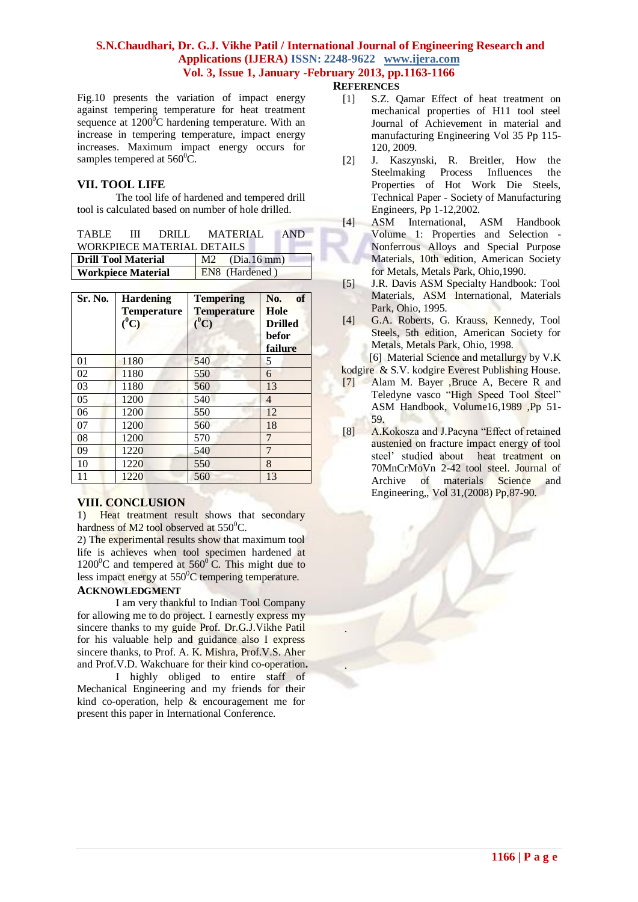Fig.10 presents the variation of impact energy against tempering temperature for heat treatment sequence at $1200^0$C hardening temperature. With an increase in tempering temperature, impact energy increases. Maximum impact energy occurs for samples tempered at $560^0$C.

## VII. TOOL LIFE

The tool life of hardened and tempered drill tool is calculated based on number of hole drilled.

TABLE III DRILL MATERIAL AND WORKPIECE MATERIAL DETAILS

| | |
|---|---|
| **Drill Tool Material** | M2 (Dia.16 mm) |
| **Workpiece Material** | EN8 (Hardened ) |

| Sr. No. | Hardening Temperature ($^0$C) | Tempering Temperature ($^0$C) | No. of Hole Drilled befor failure |
|---|---|---|---|
| 01 | 1180 | 540 | 5 |
| 02 | 1180 | 550 | 6 |
| 03 | 1180 | 560 | 13 |
| 05 | 1200 | 540 | 4 |
| 06 | 1200 | 550 | 12 |
| 07 | 1200 | 560 | 18 |
| 08 | 1200 | 570 | 7 |
| 09 | 1220 | 540 | 7 |
| 10 | 1220 | 550 | 8 |
| 11 | 1220 | 560 | 13 |

## VIII. CONCLUSION

1) Heat treatment result shows that secondary hardness of M2 tool observed at $550^0$C.

2) The experimental results show that maximum tool life is achieves when tool specimen hardened at $1200^0$C and tempered at $560^0$ C. This might due to less impact energy at $550^0$C tempering temperature.

### ACKNOWLEDGMENT

I am very thankful to Indian Tool Company for allowing me to do project. I earnestly express my sincere thanks to my guide Prof. Dr.G.J.Vikhe Patil for his valuable help and guidance also I express sincere thanks, to Prof. A. K. Mishra, Prof.V.S. Aher and Prof.V.D. Wakchuare for their kind co-operation**.**

I highly obliged to entire staff of Mechanical Engineering and my friends for their kind co-operation, help & encouragement me for present this paper in International Conference.

### REFERENCES

[1] S.Z. Qamar Effect of heat treatment on mechanical properties of H11 tool steel Journal of Achievement in material and manufacturing Engineering Vol 35 Pp 115-120, 2009.

[2] J. Kaszynski, R. Breitler, How the Steelmaking Process Influences the Properties of Hot Work Die Steels, Technical Paper - Society of Manufacturing Engineers, Pp 1-12,2002.

[4] ASM International, ASM Handbook Volume 1: Properties and Selection - Nonferrous Alloys and Special Purpose Materials, 10th edition, American Society for Metals, Metals Park, Ohio,1990.

[5] J.R. Davis ASM Specialty Handbook: Tool Materials, ASM International, Materials Park, Ohio, 1995.

[4] G.A. Roberts, G. Krauss, Kennedy, Tool Steels, 5th edition, American Society for Metals, Metals Park, Ohio, 1998.

[6] Material Science and metallurgy by V.K kodgire & S.V. kodgire Everest Publishing House.

[7] Alam M. Bayer ,Bruce A, Becere R and Teledyne vasco "High Speed Tool Steel" ASM Handbook, Volume16,1989 ,Pp 51-59.

[8] A.Kokosza and J.Pacyna "Effect of retained austenied on fracture impact energy of tool steel' studied about heat treatment on 70MnCrMoVn 2-42 tool steel. Journal of Archive of materials Science and Engineering,, Vol 31,(2008) Pp,87-90.